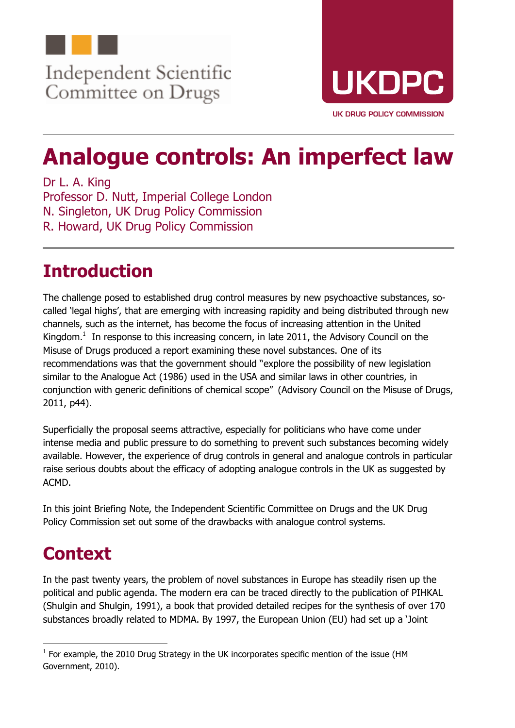Independent Scientific Committee on Drugs

UKDPC

UK DRUG POLICY COMMISSION

# Analogue controls: An imperfect law

Dr L. A. King
Professor D. Nutt, Imperial College London
N. Singleton, UK Drug Policy Commission
R. Howard, UK Drug Policy Commission

## Introduction

The challenge posed to established drug control measures by new psychoactive substances, so-called 'legal highs', that are emerging with increasing rapidity and being distributed through new channels, such as the internet, has become the focus of increasing attention in the United Kingdom.[1] In response to this increasing concern, in late 2011, the Advisory Council on the Misuse of Drugs produced a report examining these novel substances. One of its recommendations was that the government should "explore the possibility of new legislation similar to the Analogue Act (1986) used in the USA and similar laws in other countries, in conjunction with generic definitions of chemical scope" (Advisory Council on the Misuse of Drugs, 2011, p44).

Superficially the proposal seems attractive, especially for politicians who have come under intense media and public pressure to do something to prevent such substances becoming widely available. However, the experience of drug controls in general and analogue controls in particular raise serious doubts about the efficacy of adopting analogue controls in the UK as suggested by ACMD.

In this joint Briefing Note, the Independent Scientific Committee on Drugs and the UK Drug Policy Commission set out some of the drawbacks with analogue control systems.

## Context

In the past twenty years, the problem of novel substances in Europe has steadily risen up the political and public agenda. The modern era can be traced directly to the publication of PIHKAL (Shulgin and Shulgin, 1991), a book that provided detailed recipes for the synthesis of over 170 substances broadly related to MDMA. By 1997, the European Union (EU) had set up a 'Joint

[1] For example, the 2010 Drug Strategy in the UK incorporates specific mention of the issue (HM Government, 2010).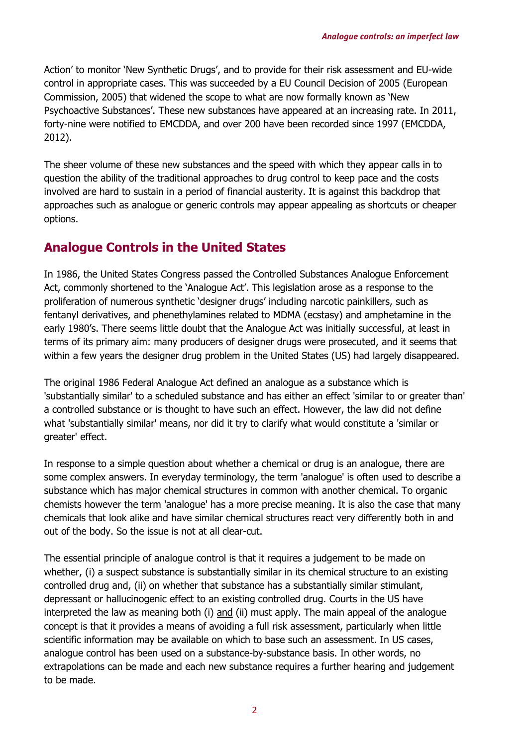Action' to monitor 'New Synthetic Drugs', and to provide for their risk assessment and EU-wide control in appropriate cases. This was succeeded by a EU Council Decision of 2005 (European Commission, 2005) that widened the scope to what are now formally known as 'New Psychoactive Substances'. These new substances have appeared at an increasing rate. In 2011, forty-nine were notified to EMCDDA, and over 200 have been recorded since 1997 (EMCDDA, 2012).

The sheer volume of these new substances and the speed with which they appear calls in to question the ability of the traditional approaches to drug control to keep pace and the costs involved are hard to sustain in a period of financial austerity. It is against this backdrop that approaches such as analogue or generic controls may appear appealing as shortcuts or cheaper options.

## Analogue Controls in the United States

In 1986, the United States Congress passed the Controlled Substances Analogue Enforcement Act, commonly shortened to the 'Analogue Act'. This legislation arose as a response to the proliferation of numerous synthetic 'designer drugs' including narcotic painkillers, such as fentanyl derivatives, and phenethylamines related to MDMA (ecstasy) and amphetamine in the early 1980's. There seems little doubt that the Analogue Act was initially successful, at least in terms of its primary aim: many producers of designer drugs were prosecuted, and it seems that within a few years the designer drug problem in the United States (US) had largely disappeared.

The original 1986 Federal Analogue Act defined an analogue as a substance which is 'substantially similar' to a scheduled substance and has either an effect 'similar to or greater than' a controlled substance or is thought to have such an effect. However, the law did not define what 'substantially similar' means, nor did it try to clarify what would constitute a 'similar or greater' effect.

In response to a simple question about whether a chemical or drug is an analogue, there are some complex answers. In everyday terminology, the term 'analogue' is often used to describe a substance which has major chemical structures in common with another chemical. To organic chemists however the term 'analogue' has a more precise meaning. It is also the case that many chemicals that look alike and have similar chemical structures react very differently both in and out of the body. So the issue is not at all clear-cut.

The essential principle of analogue control is that it requires a judgement to be made on whether, (i) a suspect substance is substantially similar in its chemical structure to an existing controlled drug and, (ii) on whether that substance has a substantially similar stimulant, depressant or hallucinogenic effect to an existing controlled drug. Courts in the US have interpreted the law as meaning both (i) <u>and</u> (ii) must apply. The main appeal of the analogue concept is that it provides a means of avoiding a full risk assessment, particularly when little scientific information may be available on which to base such an assessment. In US cases, analogue control has been used on a substance-by-substance basis. In other words, no extrapolations can be made and each new substance requires a further hearing and judgement to be made.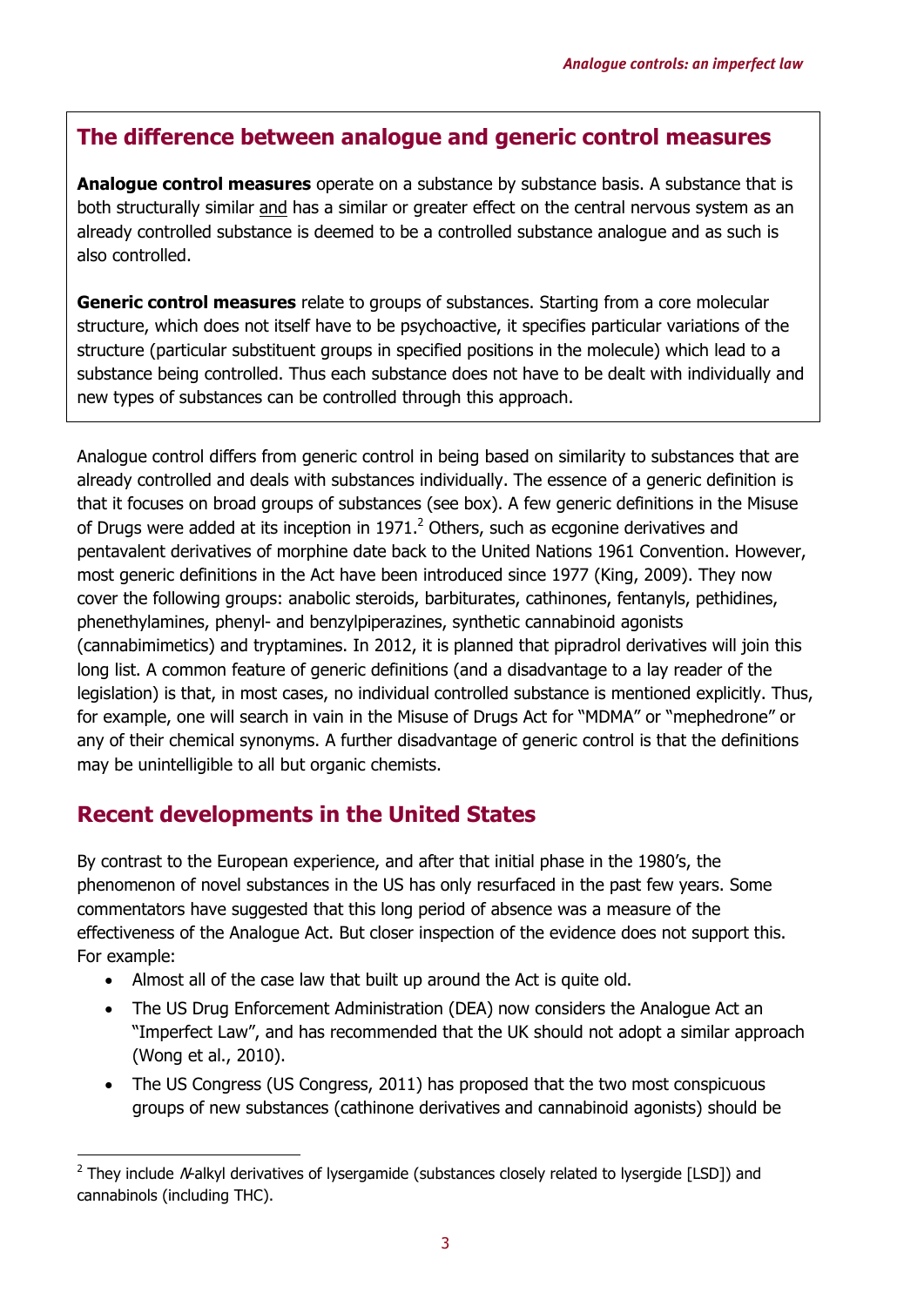## The difference between analogue and generic control measures

**Analogue control measures** operate on a substance by substance basis. A substance that is both structurally similar and has a similar or greater effect on the central nervous system as an already controlled substance is deemed to be a controlled substance analogue and as such is also controlled.

**Generic control measures** relate to groups of substances. Starting from a core molecular structure, which does not itself have to be psychoactive, it specifies particular variations of the structure (particular substituent groups in specified positions in the molecule) which lead to a substance being controlled. Thus each substance does not have to be dealt with individually and new types of substances can be controlled through this approach.

Analogue control differs from generic control in being based on similarity to substances that are already controlled and deals with substances individually. The essence of a generic definition is that it focuses on broad groups of substances (see box). A few generic definitions in the Misuse of Drugs were added at its inception in 1971.[2] Others, such as ecgonine derivatives and pentavalent derivatives of morphine date back to the United Nations 1961 Convention. However, most generic definitions in the Act have been introduced since 1977 (King, 2009). They now cover the following groups: anabolic steroids, barbiturates, cathinones, fentanyls, pethidines, phenethylamines, phenyl- and benzylpiperazines, synthetic cannabinoid agonists (cannabimimetics) and tryptamines. In 2012, it is planned that pipradrol derivatives will join this long list. A common feature of generic definitions (and a disadvantage to a lay reader of the legislation) is that, in most cases, no individual controlled substance is mentioned explicitly. Thus, for example, one will search in vain in the Misuse of Drugs Act for "MDMA" or "mephedrone" or any of their chemical synonyms. A further disadvantage of generic control is that the definitions may be unintelligible to all but organic chemists.

## Recent developments in the United States

By contrast to the European experience, and after that initial phase in the 1980's, the phenomenon of novel substances in the US has only resurfaced in the past few years. Some commentators have suggested that this long period of absence was a measure of the effectiveness of the Analogue Act. But closer inspection of the evidence does not support this. For example:

- Almost all of the case law that built up around the Act is quite old.
- The US Drug Enforcement Administration (DEA) now considers the Analogue Act an "Imperfect Law", and has recommended that the UK should not adopt a similar approach (Wong et al., 2010).
- The US Congress (US Congress, 2011) has proposed that the two most conspicuous groups of new substances (cathinone derivatives and cannabinoid agonists) should be

[2] They include *N*-alkyl derivatives of lysergamide (substances closely related to lysergide [LSD]) and cannabinols (including THC).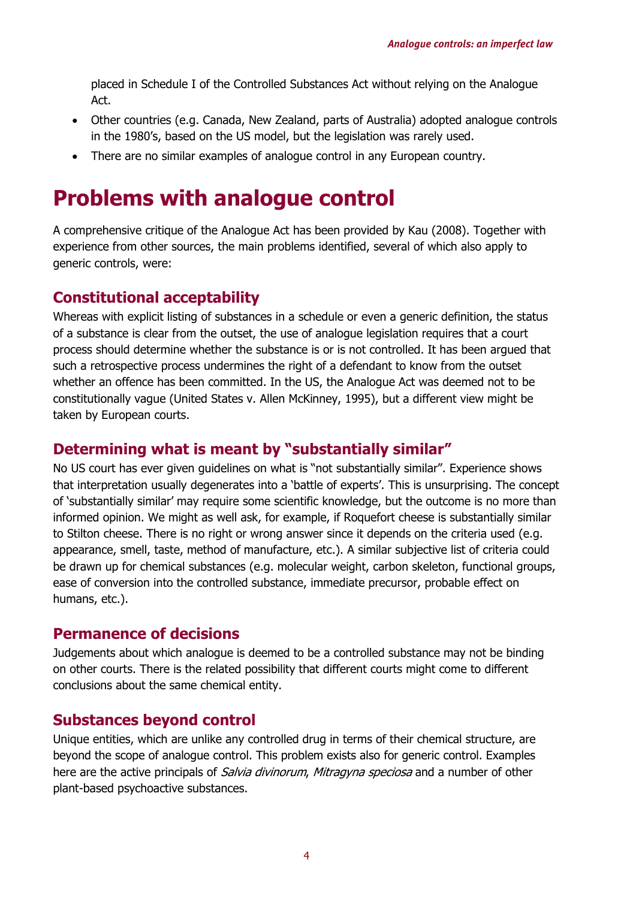placed in Schedule I of the Controlled Substances Act without relying on the Analogue Act.

- Other countries (e.g. Canada, New Zealand, parts of Australia) adopted analogue controls in the 1980's, based on the US model, but the legislation was rarely used.
- There are no similar examples of analogue control in any European country.

# Problems with analogue control

A comprehensive critique of the Analogue Act has been provided by Kau (2008). Together with experience from other sources, the main problems identified, several of which also apply to generic controls, were:

## Constitutional acceptability

Whereas with explicit listing of substances in a schedule or even a generic definition, the status of a substance is clear from the outset, the use of analogue legislation requires that a court process should determine whether the substance is or is not controlled. It has been argued that such a retrospective process undermines the right of a defendant to know from the outset whether an offence has been committed. In the US, the Analogue Act was deemed not to be constitutionally vague (United States v. Allen McKinney, 1995), but a different view might be taken by European courts.

## Determining what is meant by "substantially similar"

No US court has ever given guidelines on what is "not substantially similar". Experience shows that interpretation usually degenerates into a 'battle of experts'. This is unsurprising. The concept of 'substantially similar' may require some scientific knowledge, but the outcome is no more than informed opinion. We might as well ask, for example, if Roquefort cheese is substantially similar to Stilton cheese. There is no right or wrong answer since it depends on the criteria used (e.g. appearance, smell, taste, method of manufacture, etc.). A similar subjective list of criteria could be drawn up for chemical substances (e.g. molecular weight, carbon skeleton, functional groups, ease of conversion into the controlled substance, immediate precursor, probable effect on humans, etc.).

## Permanence of decisions

Judgements about which analogue is deemed to be a controlled substance may not be binding on other courts. There is the related possibility that different courts might come to different conclusions about the same chemical entity.

## Substances beyond control

Unique entities, which are unlike any controlled drug in terms of their chemical structure, are beyond the scope of analogue control. This problem exists also for generic control. Examples here are the active principals of *Salvia divinorum*, *Mitragyna speciosa* and a number of other plant-based psychoactive substances.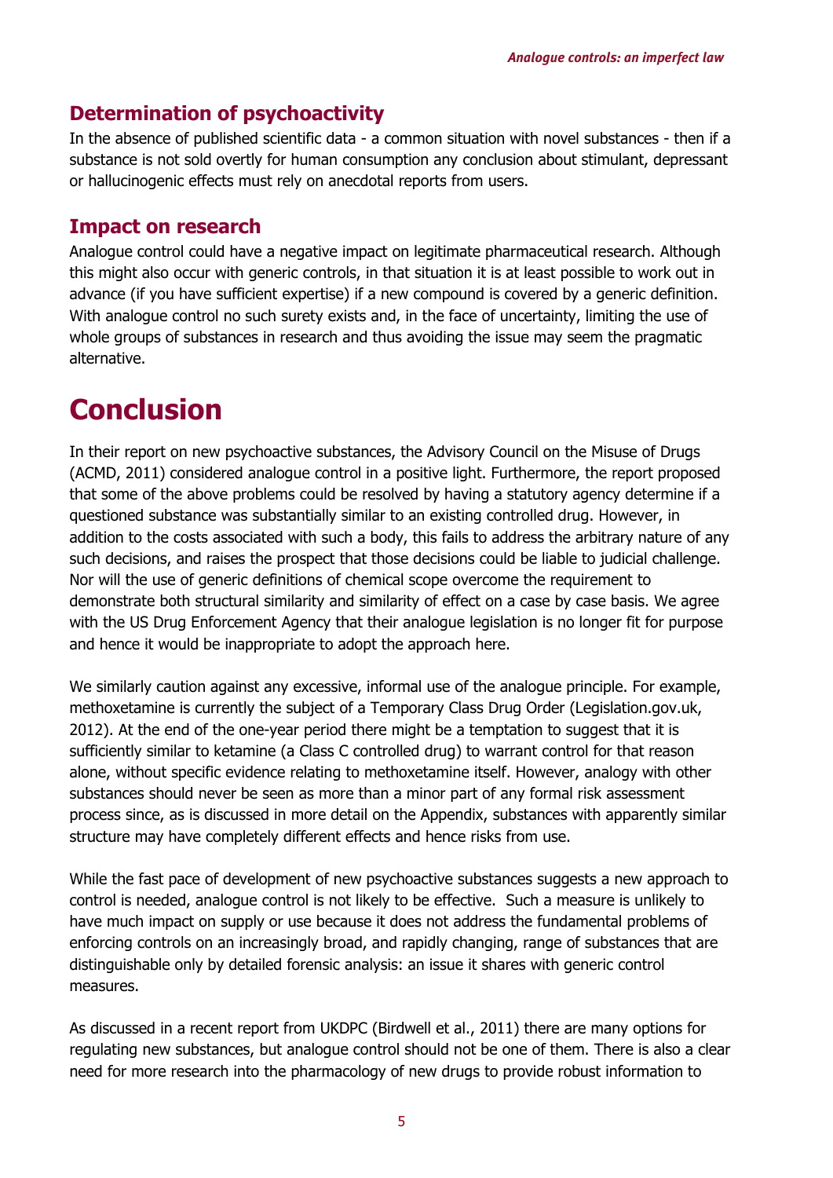### Determination of psychoactivity

In the absence of published scientific data - a common situation with novel substances - then if a substance is not sold overtly for human consumption any conclusion about stimulant, depressant or hallucinogenic effects must rely on anecdotal reports from users.

### Impact on research

Analogue control could have a negative impact on legitimate pharmaceutical research. Although this might also occur with generic controls, in that situation it is at least possible to work out in advance (if you have sufficient expertise) if a new compound is covered by a generic definition. With analogue control no such surety exists and, in the face of uncertainty, limiting the use of whole groups of substances in research and thus avoiding the issue may seem the pragmatic alternative.

# Conclusion

In their report on new psychoactive substances, the Advisory Council on the Misuse of Drugs (ACMD, 2011) considered analogue control in a positive light. Furthermore, the report proposed that some of the above problems could be resolved by having a statutory agency determine if a questioned substance was substantially similar to an existing controlled drug. However, in addition to the costs associated with such a body, this fails to address the arbitrary nature of any such decisions, and raises the prospect that those decisions could be liable to judicial challenge. Nor will the use of generic definitions of chemical scope overcome the requirement to demonstrate both structural similarity and similarity of effect on a case by case basis. We agree with the US Drug Enforcement Agency that their analogue legislation is no longer fit for purpose and hence it would be inappropriate to adopt the approach here.

We similarly caution against any excessive, informal use of the analogue principle. For example, methoxetamine is currently the subject of a Temporary Class Drug Order (Legislation.gov.uk, 2012). At the end of the one-year period there might be a temptation to suggest that it is sufficiently similar to ketamine (a Class C controlled drug) to warrant control for that reason alone, without specific evidence relating to methoxetamine itself. However, analogy with other substances should never be seen as more than a minor part of any formal risk assessment process since, as is discussed in more detail on the Appendix, substances with apparently similar structure may have completely different effects and hence risks from use.

While the fast pace of development of new psychoactive substances suggests a new approach to control is needed, analogue control is not likely to be effective. Such a measure is unlikely to have much impact on supply or use because it does not address the fundamental problems of enforcing controls on an increasingly broad, and rapidly changing, range of substances that are distinguishable only by detailed forensic analysis: an issue it shares with generic control measures.

As discussed in a recent report from UKDPC (Birdwell et al., 2011) there are many options for regulating new substances, but analogue control should not be one of them. There is also a clear need for more research into the pharmacology of new drugs to provide robust information to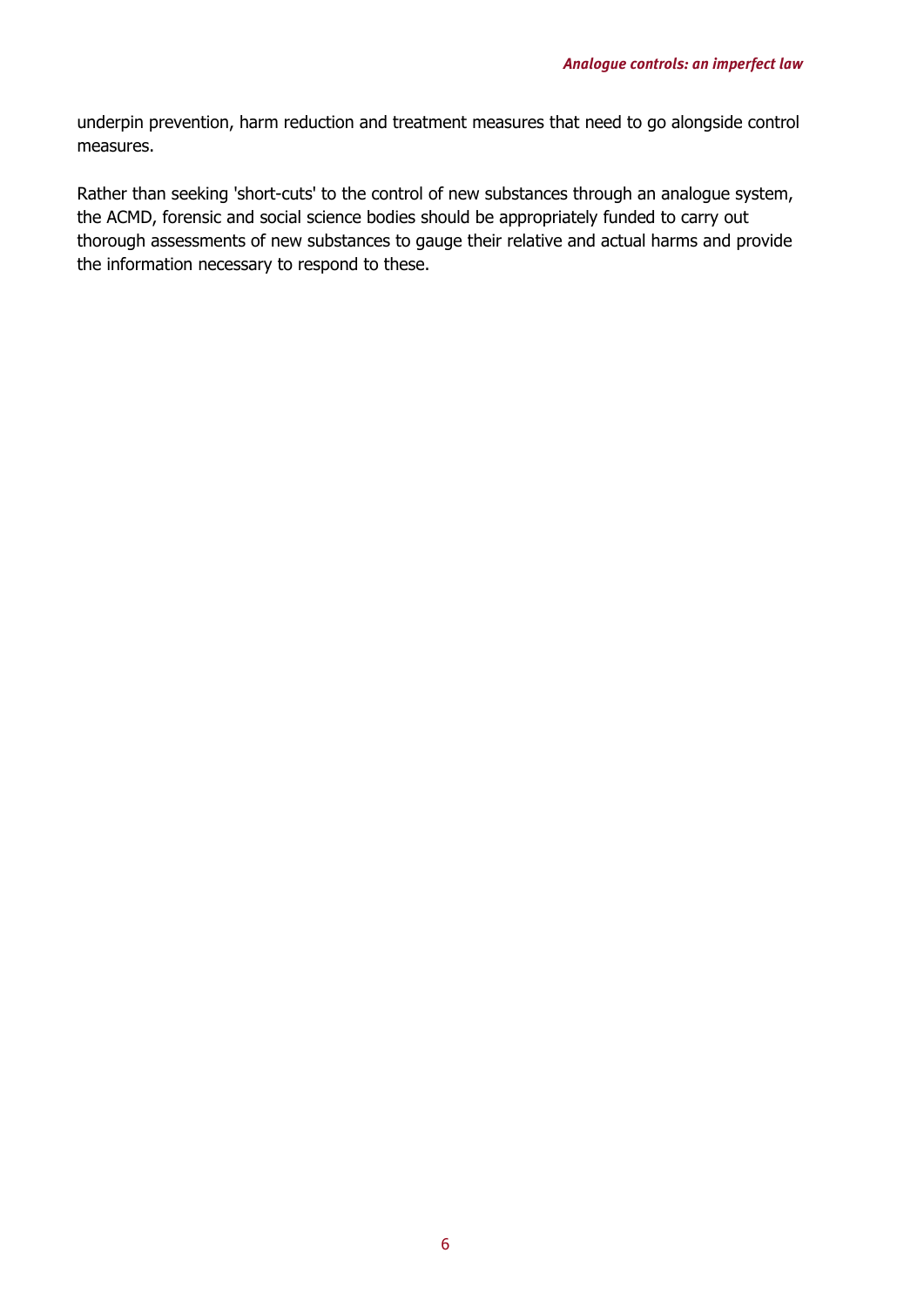underpin prevention, harm reduction and treatment measures that need to go alongside control measures.

Rather than seeking 'short-cuts' to the control of new substances through an analogue system, the ACMD, forensic and social science bodies should be appropriately funded to carry out thorough assessments of new substances to gauge their relative and actual harms and provide the information necessary to respond to these.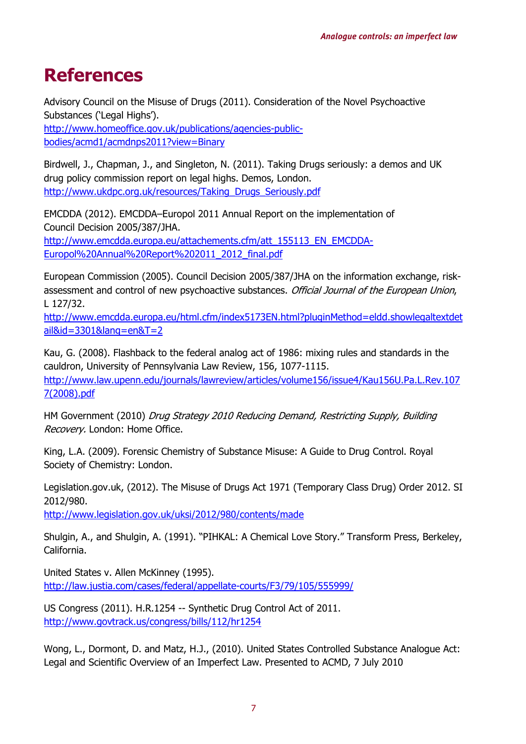# References

Advisory Council on the Misuse of Drugs (2011). Consideration of the Novel Psychoactive Substances ('Legal Highs').
http://www.homeoffice.gov.uk/publications/agencies-public-bodies/acmd1/acmdnps2011?view=Binary

Birdwell, J., Chapman, J., and Singleton, N. (2011). Taking Drugs seriously: a demos and UK drug policy commission report on legal highs. Demos, London.
http://www.ukdpc.org.uk/resources/Taking_Drugs_Seriously.pdf

EMCDDA (2012). EMCDDA–Europol 2011 Annual Report on the implementation of Council Decision 2005/387/JHA.
http://www.emcdda.europa.eu/attachements.cfm/att_155113_EN_EMCDDA-Europol%20Annual%20Report%202011_2012_final.pdf

European Commission (2005). Council Decision 2005/387/JHA on the information exchange, risk-assessment and control of new psychoactive substances. *Official Journal of the European Union*, L 127/32.
http://www.emcdda.europa.eu/html.cfm/index5173EN.html?pluginMethod=eldd.showlegaltextdetail&id=3301&lang=en&T=2

Kau, G. (2008). Flashback to the federal analog act of 1986: mixing rules and standards in the cauldron, University of Pennsylvania Law Review, 156, 1077-1115.
http://www.law.upenn.edu/journals/lawreview/articles/volume156/issue4/Kau156U.Pa.L.Rev.1077(2008).pdf

HM Government (2010) *Drug Strategy 2010 Reducing Demand, Restricting Supply, Building Recovery.* London: Home Office.

King, L.A. (2009). Forensic Chemistry of Substance Misuse: A Guide to Drug Control. Royal Society of Chemistry: London.

Legislation.gov.uk, (2012). The Misuse of Drugs Act 1971 (Temporary Class Drug) Order 2012. SI 2012/980.
http://www.legislation.gov.uk/uksi/2012/980/contents/made

Shulgin, A., and Shulgin, A. (1991). "PIHKAL: A Chemical Love Story." Transform Press, Berkeley, California.

United States v. Allen McKinney (1995).
http://law.justia.com/cases/federal/appellate-courts/F3/79/105/555999/

US Congress (2011). H.R.1254 -- Synthetic Drug Control Act of 2011.
http://www.govtrack.us/congress/bills/112/hr1254

Wong, L., Dormont, D. and Matz, H.J., (2010). United States Controlled Substance Analogue Act: Legal and Scientific Overview of an Imperfect Law. Presented to ACMD, 7 July 2010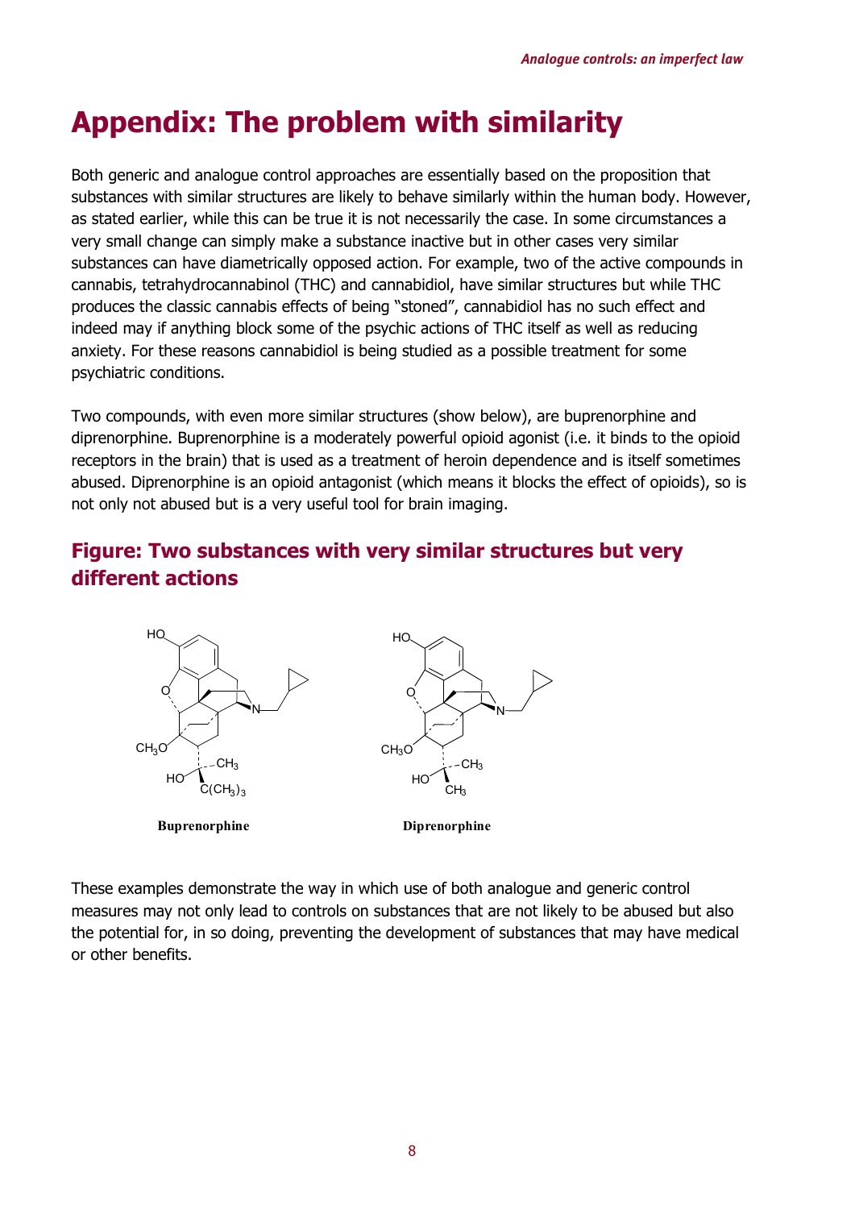# Appendix: The problem with similarity

Both generic and analogue control approaches are essentially based on the proposition that substances with similar structures are likely to behave similarly within the human body. However, as stated earlier, while this can be true it is not necessarily the case. In some circumstances a very small change can simply make a substance inactive but in other cases very similar substances can have diametrically opposed action. For example, two of the active compounds in cannabis, tetrahydrocannabinol (THC) and cannabidiol, have similar structures but while THC produces the classic cannabis effects of being "stoned", cannabidiol has no such effect and indeed may if anything block some of the psychic actions of THC itself as well as reducing anxiety. For these reasons cannabidiol is being studied as a possible treatment for some psychiatric conditions.

Two compounds, with even more similar structures (show below), are buprenorphine and diprenorphine. Buprenorphine is a moderately powerful opioid agonist (i.e. it binds to the opioid receptors in the brain) that is used as a treatment of heroin dependence and is itself sometimes abused. Diprenorphine is an opioid antagonist (which means it blocks the effect of opioids), so is not only not abused but is a very useful tool for brain imaging.

## Figure: Two substances with very similar structures but very different actions

HO
O
N
$CH_3O$
$CH_3$
HO
$C(CH_3)_3$

**Buprenorphine**

HO
O
N
$CH_3O$
$CH_3$
HO
$CH_3$

**Diprenorphine**

These examples demonstrate the way in which use of both analogue and generic control measures may not only lead to controls on substances that are not likely to be abused but also the potential for, in so doing, preventing the development of substances that may have medical or other benefits.